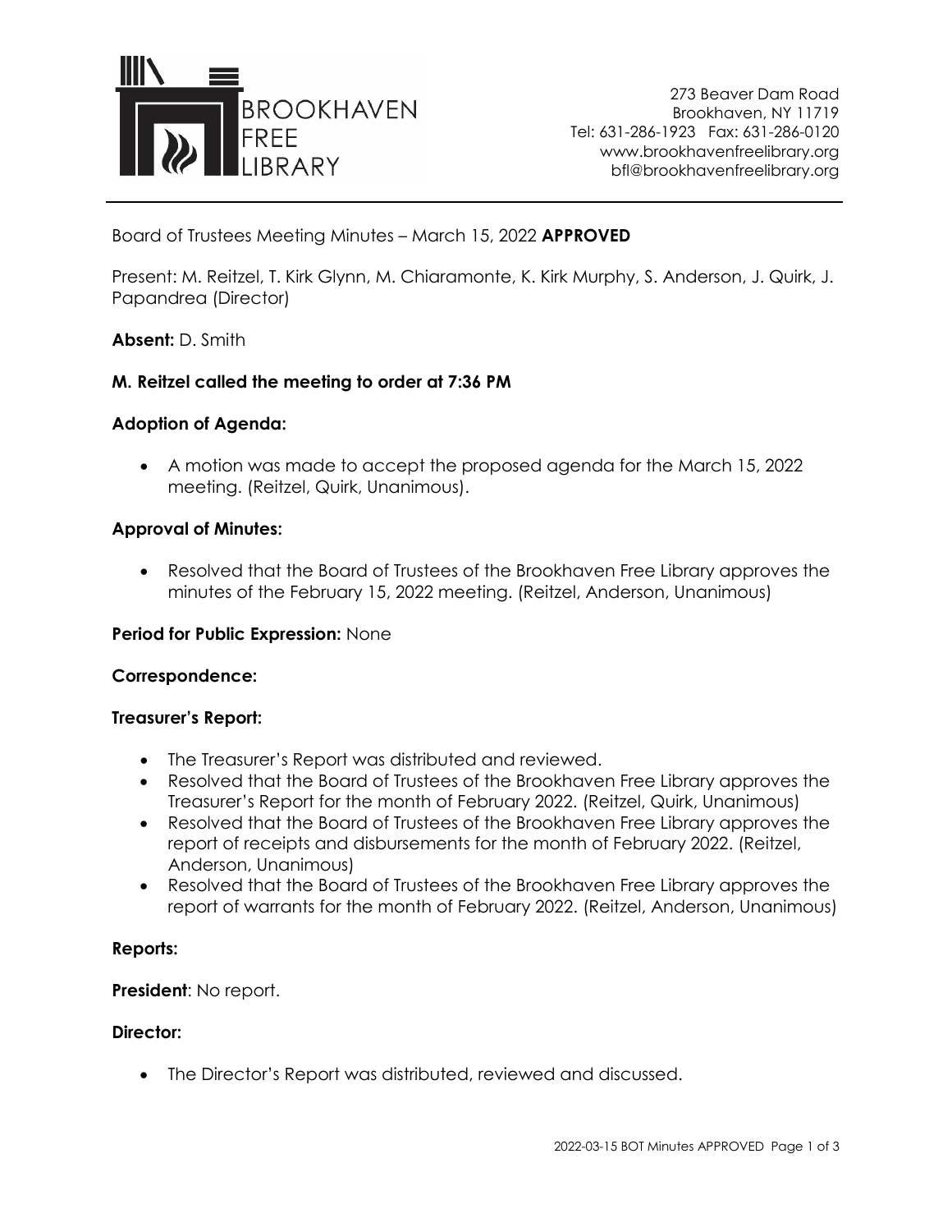BROOKHAVEN FREE LIBRARY

273 Beaver Dam Road
Brookhaven, NY 11719
Tel: 631-286-1923 Fax: 631-286-0120
www.brookhavenfreelibrary.org
bfl@brookhavenfreelibrary.org

---

Board of Trustees Meeting Minutes – March 15, 2022 **APPROVED**

Present: M. Reitzel, T. Kirk Glynn, M. Chiaramonte, K. Kirk Murphy, S. Anderson, J. Quirk, J. Papandrea (Director)

**Absent:** D. Smith

**M. Reitzel called the meeting to order at 7:36 PM**

**Adoption of Agenda:**

- A motion was made to accept the proposed agenda for the March 15, 2022 meeting. (Reitzel, Quirk, Unanimous).

**Approval of Minutes:**

- Resolved that the Board of Trustees of the Brookhaven Free Library approves the minutes of the February 15, 2022 meeting. (Reitzel, Anderson, Unanimous)

**Period for Public Expression:** None

**Correspondence:**

**Treasurer's Report:**

- The Treasurer's Report was distributed and reviewed.
- Resolved that the Board of Trustees of the Brookhaven Free Library approves the Treasurer's Report for the month of February 2022. (Reitzel, Quirk, Unanimous)
- Resolved that the Board of Trustees of the Brookhaven Free Library approves the report of receipts and disbursements for the month of February 2022. (Reitzel, Anderson, Unanimous)
- Resolved that the Board of Trustees of the Brookhaven Free Library approves the report of warrants for the month of February 2022. (Reitzel, Anderson, Unanimous)

**Reports:**

**President**: No report.

**Director:**

- The Director's Report was distributed, reviewed and discussed.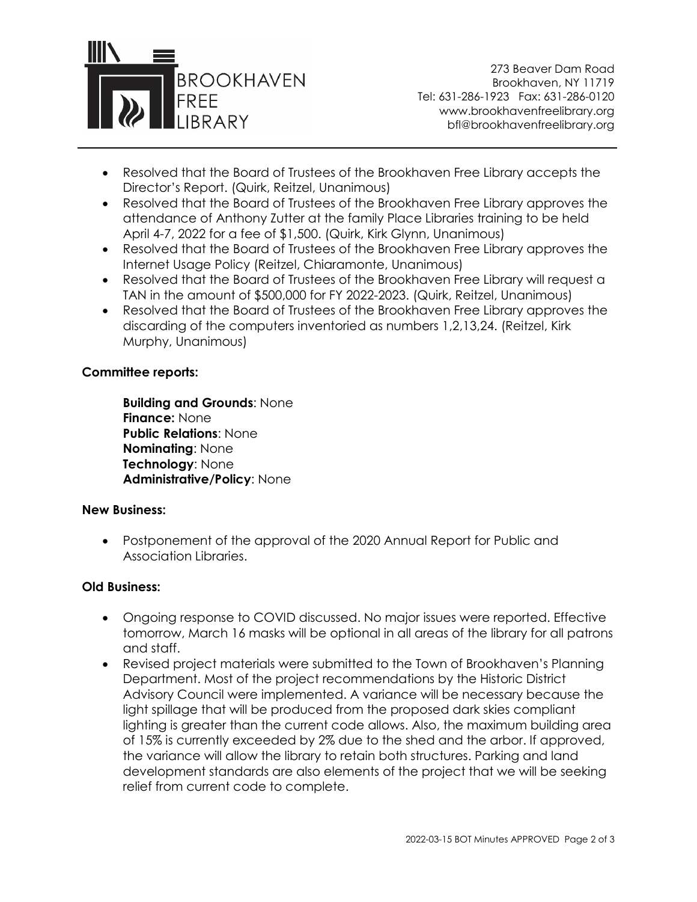- Resolved that the Board of Trustees of the Brookhaven Free Library accepts the Director's Report. (Quirk, Reitzel, Unanimous)
- Resolved that the Board of Trustees of the Brookhaven Free Library approves the attendance of Anthony Zutter at the family Place Libraries training to be held April 4-7, 2022 for a fee of $1,500. (Quirk, Kirk Glynn, Unanimous)
- Resolved that the Board of Trustees of the Brookhaven Free Library approves the Internet Usage Policy (Reitzel, Chiaramonte, Unanimous)
- Resolved that the Board of Trustees of the Brookhaven Free Library will request a TAN in the amount of $500,000 for FY 2022-2023. (Quirk, Reitzel, Unanimous)
- Resolved that the Board of Trustees of the Brookhaven Free Library approves the discarding of the computers inventoried as numbers 1,2,13,24. (Reitzel, Kirk Murphy, Unanimous)

**Committee reports:**

**Building and Grounds**: None
**Finance:** None
**Public Relations**: None
**Nominating**: None
**Technology**: None
**Administrative/Policy**: None

**New Business:**

- Postponement of the approval of the 2020 Annual Report for Public and Association Libraries.

**Old Business:**

- Ongoing response to COVID discussed. No major issues were reported. Effective tomorrow, March 16 masks will be optional in all areas of the library for all patrons and staff.
- Revised project materials were submitted to the Town of Brookhaven's Planning Department. Most of the project recommendations by the Historic District Advisory Council were implemented. A variance will be necessary because the light spillage that will be produced from the proposed dark skies compliant lighting is greater than the current code allows. Also, the maximum building area of 15% is currently exceeded by 2% due to the shed and the arbor. If approved, the variance will allow the library to retain both structures. Parking and land development standards are also elements of the project that we will be seeking relief from current code to complete.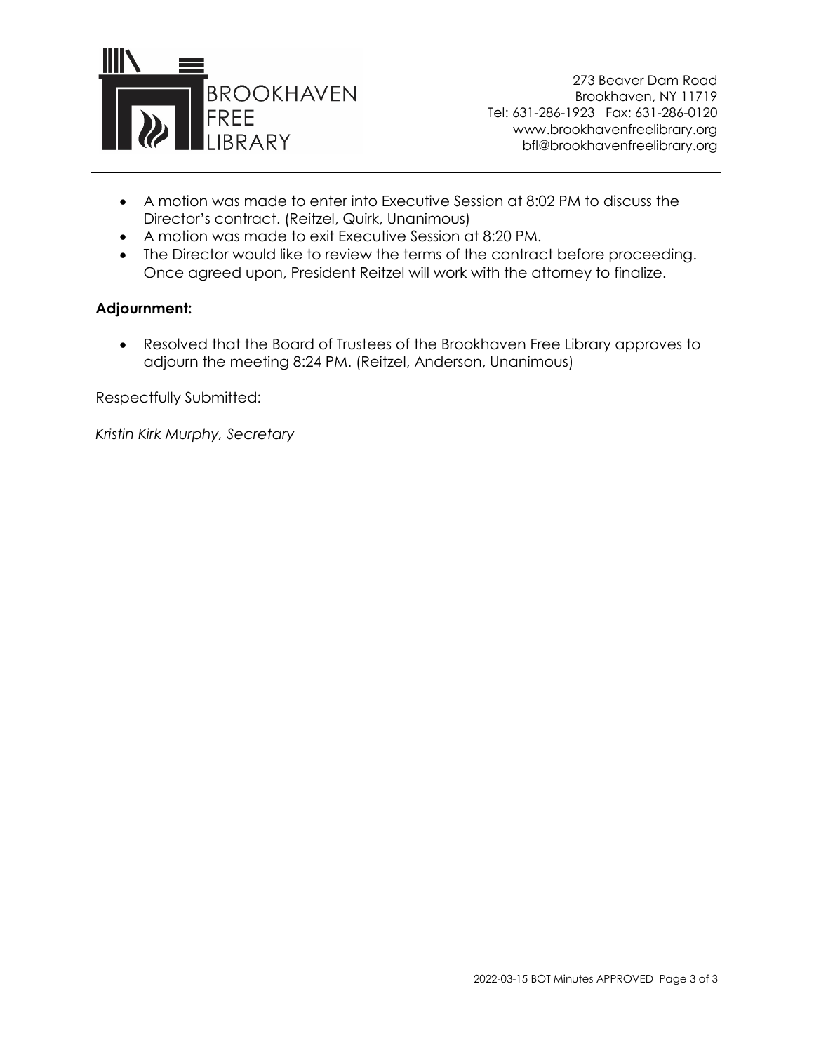- A motion was made to enter into Executive Session at 8:02 PM to discuss the Director's contract. (Reitzel, Quirk, Unanimous)
- A motion was made to exit Executive Session at 8:20 PM.
- The Director would like to review the terms of the contract before proceeding. Once agreed upon, President Reitzel will work with the attorney to finalize.

**Adjournment:**

- Resolved that the Board of Trustees of the Brookhaven Free Library approves to adjourn the meeting 8:24 PM. (Reitzel, Anderson, Unanimous)

Respectfully Submitted:

*Kristin Kirk Murphy, Secretary*